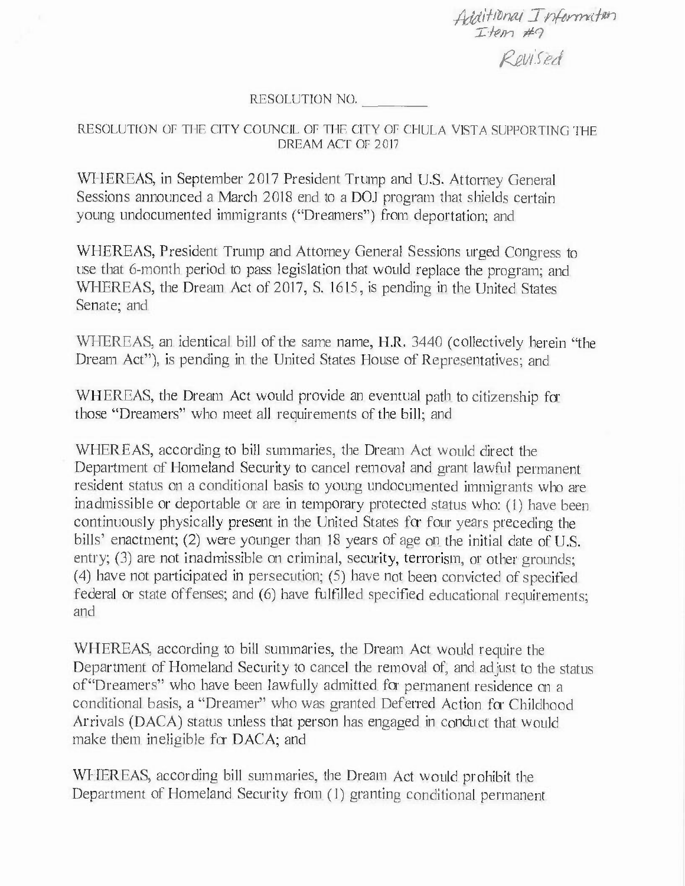Additional Information
Item #9
Revised

RESOLUTION NO. ________

RESOLUTION OF THE CITY COUNCIL OF THE CITY OF CHULA VISTA SUPPORTING THE DREAM ACT OF 2017

WHEREAS, in September 2017 President Trump and U.S. Attorney General Sessions announced a March 2018 end to a DOJ program that shields certain young undocumented immigrants ("Dreamers") from deportation; and

WHEREAS, President Trump and Attorney General Sessions urged Congress to use that 6-month period to pass legislation that would replace the program; and
WHEREAS, the Dream Act of 2017, S. 1615, is pending in the United States Senate; and

WHEREAS, an identical bill of the same name, H.R. 3440 (collectively herein "the Dream Act"), is pending in the United States House of Representatives; and

WHEREAS, the Dream Act would provide an eventual path to citizenship for those "Dreamers" who meet all requirements of the bill; and

WHEREAS, according to bill summaries, the Dream Act would direct the Department of Homeland Security to cancel removal and grant lawful permanent resident status on a conditional basis to young undocumented immigrants who are inadmissible or deportable or are in temporary protected status who: (1) have been continuously physically present in the United States for four years preceding the bills' enactment; (2) were younger than 18 years of age on the initial date of U.S. entry; (3) are not inadmissible on criminal, security, terrorism, or other grounds; (4) have not participated in persecution; (5) have not been convicted of specified federal or state offenses; and (6) have fulfilled specified educational requirements; and

WHEREAS, according to bill summaries, the Dream Act would require the Department of Homeland Security to cancel the removal of, and adjust to the status of "Dreamers" who have been lawfully admitted for permanent residence on a conditional basis, a "Dreamer" who was granted Deferred Action for Childhood Arrivals (DACA) status unless that person has engaged in conduct that would make them ineligible for DACA; and

WHEREAS, according bill summaries, the Dream Act would prohibit the Department of Homeland Security from (1) granting conditional permanent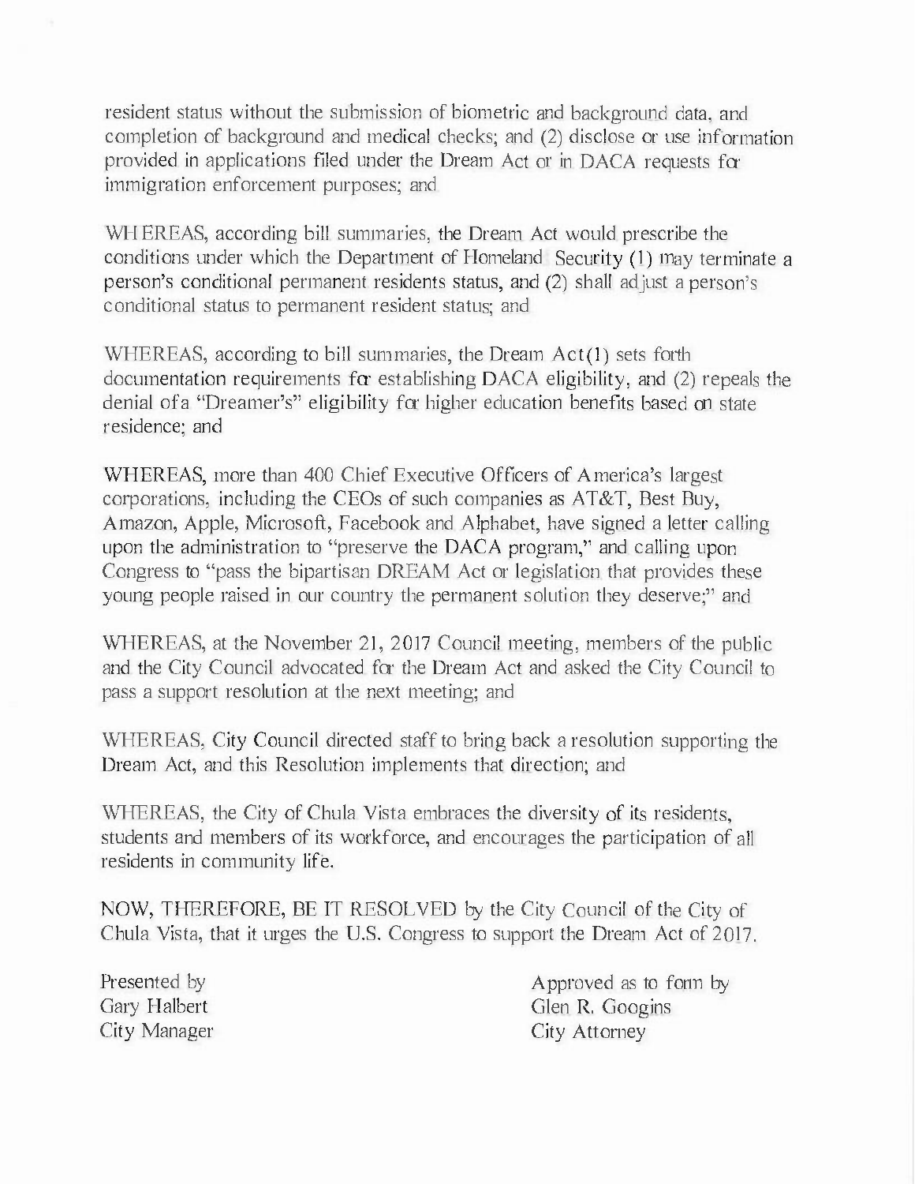resident status without the submission of biometric and background data, and completion of background and medical checks; and (2) disclose or use information provided in applications filed under the Dream Act or in DACA requests for immigration enforcement purposes; and

WHEREAS, according bill summaries, the Dream Act would prescribe the conditions under which the Department of Homeland Security (1) may terminate a person's conditional permanent residents status, and (2) shall adjust a person's conditional status to permanent resident status; and

WHEREAS, according to bill summaries, the Dream Act(1) sets forth documentation requirements for establishing DACA eligibility, and (2) repeals the denial of a "Dreamer's" eligibility for higher education benefits based on state residence; and

WHEREAS, more than 400 Chief Executive Officers of America's largest corporations, including the CEOs of such companies as AT&T, Best Buy, Amazon, Apple, Microsoft, Facebook and Alphabet, have signed a letter calling upon the administration to "preserve the DACA program," and calling upon Congress to "pass the bipartisan DREAM Act or legislation that provides these young people raised in our country the permanent solution they deserve;" and

WHEREAS, at the November 21, 2017 Council meeting, members of the public and the City Council advocated for the Dream Act and asked the City Council to pass a support resolution at the next meeting; and

WHEREAS, City Council directed staff to bring back a resolution supporting the Dream Act, and this Resolution implements that direction; and

WHEREAS, the City of Chula Vista embraces the diversity of its residents, students and members of its workforce, and encourages the participation of all residents in community life.

NOW, THEREFORE, BE IT RESOLVED by the City Council of the City of Chula Vista, that it urges the U.S. Congress to support the Dream Act of 2017.

Presented by
Gary Halbert
City Manager

Approved as to form by
Glen R. Googins
City Attorney